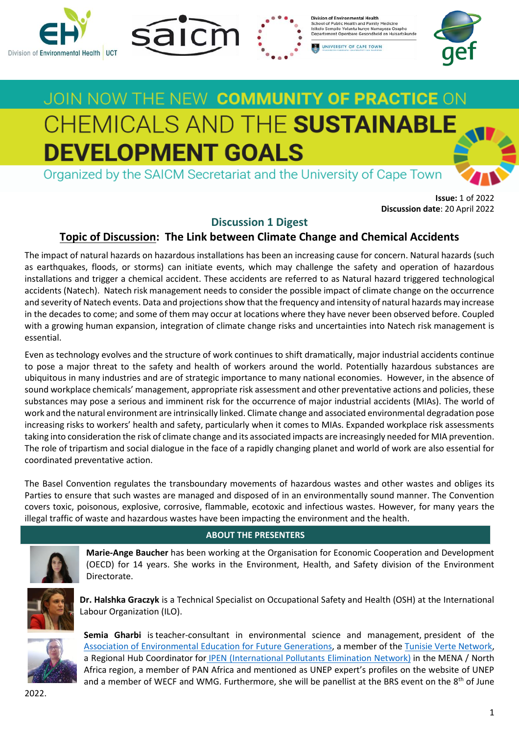# JOIN NOW THE NEW **COMMUNITY OF PRACTICE** ON CHEMICALS AND THE **SUSTAINABLE DEVELOPMENT GOALS**

Organized by the SAICM Secretariat and the University of Cape Town

**Issue:** 1 of 2022
**Discussion date**: 20 April 2022

## Discussion 1 Digest

### Topic of Discussion: The Link between Climate Change and Chemical Accidents

The impact of natural hazards on hazardous installations has been an increasing cause for concern. Natural hazards (such as earthquakes, floods, or storms) can initiate events, which may challenge the safety and operation of hazardous installations and trigger a chemical accident. These accidents are referred to as Natural hazard triggered technological accidents (Natech). Natech risk management needs to consider the possible impact of climate change on the occurrence and severity of Natech events. Data and projections show that the frequency and intensity of natural hazards may increase in the decades to come; and some of them may occur at locations where they have never been observed before. Coupled with a growing human expansion, integration of climate change risks and uncertainties into Natech risk management is essential.

Even as technology evolves and the structure of work continues to shift dramatically, major industrial accidents continue to pose a major threat to the safety and health of workers around the world. Potentially hazardous substances are ubiquitous in many industries and are of strategic importance to many national economies. However, in the absence of sound workplace chemicals' management, appropriate risk assessment and other preventative actions and policies, these substances may pose a serious and imminent risk for the occurrence of major industrial accidents (MIAs). The world of work and the natural environment are intrinsically linked. Climate change and associated environmental degradation pose increasing risks to workers' health and safety, particularly when it comes to MIAs. Expanded workplace risk assessments taking into consideration the risk of climate change and its associated impacts are increasingly needed for MIA prevention. The role of tripartism and social dialogue in the face of a rapidly changing planet and world of work are also essential for coordinated preventative action.

The Basel Convention regulates the transboundary movements of hazardous wastes and other wastes and obliges its Parties to ensure that such wastes are managed and disposed of in an environmentally sound manner. The Convention covers toxic, poisonous, explosive, corrosive, flammable, ecotoxic and infectious wastes. However, for many years the illegal traffic of waste and hazardous wastes have been impacting the environment and the health.

## ABOUT THE PRESENTERS

**Marie-Ange Baucher** has been working at the Organisation for Economic Cooperation and Development (OECD) for 14 years. She works in the Environment, Health, and Safety division of the Environment Directorate.

**Dr. Halshka Graczyk** is a Technical Specialist on Occupational Safety and Health (OSH) at the International Labour Organization (ILO).

**Semia Gharbi** is teacher-consultant in environmental science and management, president of the Association of Environmental Education for Future Generations, a member of the Tunisie Verte Network, a Regional Hub Coordinator for IPEN (International Pollutants Elimination Network) in the MENA / North Africa region, a member of PAN Africa and mentioned as UNEP expert's profiles on the website of UNEP and a member of WECF and WMG. Furthermore, she will be panellist at the BRS event on the 8th of June 2022.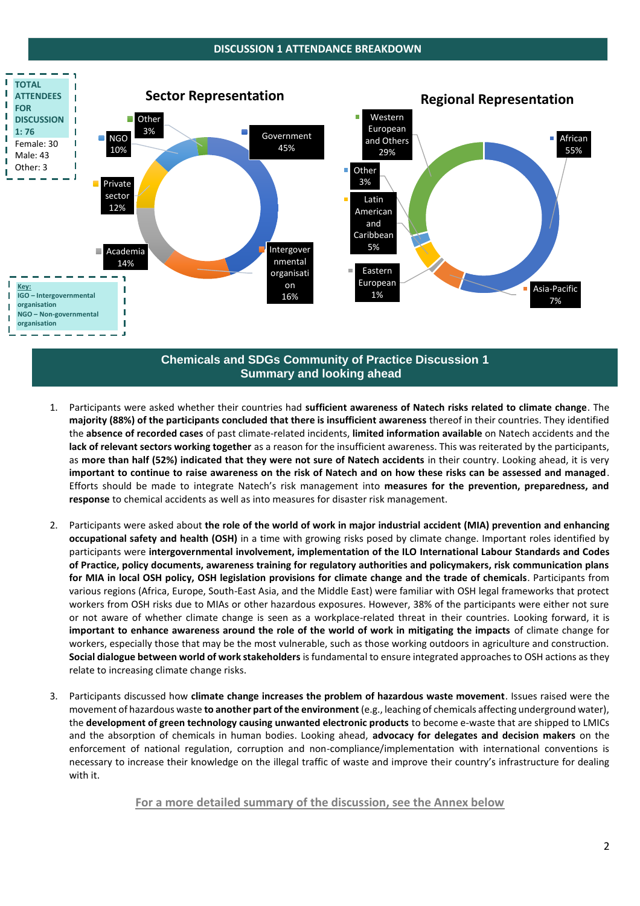## DISCUSSION 1 ATTENDANCE BREAKDOWN

**TOTAL ATTENDEES FOR DISCUSSION 1: 76**
Female: 30
Male: 43
Other: 3

### Sector Representation

- Government 45%
- Intergovernmental organisation 16%
- Academia 14%
- Private sector 12%
- NGO 10%
- Other 3%

### Regional Representation

- African 55%
- Western European and Others 29%
- Asia-Pacific 7%
- Latin American and Caribbean 5%
- Other 3%
- Eastern European 1%

**Key:**
**IGO – Intergovernmental organisation**
**NGO – Non-governmental organisation**

## Chemicals and SDGs Community of Practice Discussion 1 Summary and looking ahead

1. Participants were asked whether their countries had **sufficient awareness of Natech risks related to climate change**. The **majority (88%) of the participants concluded that there is insufficient awareness** thereof in their countries. They identified the **absence of recorded cases** of past climate-related incidents, **limited information available** on Natech accidents and the **lack of relevant sectors working together** as a reason for the insufficient awareness. This was reiterated by the participants, as **more than half (52%) indicated that they were not sure of Natech accidents** in their country. Looking ahead, it is very **important to continue to raise awareness on the risk of Natech and on how these risks can be assessed and managed**. Efforts should be made to integrate Natech's risk management into **measures for the prevention, preparedness, and response** to chemical accidents as well as into measures for disaster risk management.

2. Participants were asked about **the role of the world of work in major industrial accident (MIA) prevention and enhancing occupational safety and health (OSH)** in a time with growing risks posed by climate change. Important roles identified by participants were **intergovernmental involvement, implementation of the ILO International Labour Standards and Codes of Practice, policy documents, awareness training for regulatory authorities and policymakers, risk communication plans for MIA in local OSH policy, OSH legislation provisions for climate change and the trade of chemicals**. Participants from various regions (Africa, Europe, South-East Asia, and the Middle East) were familiar with OSH legal frameworks that protect workers from OSH risks due to MIAs or other hazardous exposures. However, 38% of the participants were either not sure or not aware of whether climate change is seen as a workplace-related threat in their countries. Looking forward, it is **important to enhance awareness around the role of the world of work in mitigating the impacts** of climate change for workers, especially those that may be the most vulnerable, such as those working outdoors in agriculture and construction. **Social dialogue between world of work stakeholders** is fundamental to ensure integrated approaches to OSH actions as they relate to increasing climate change risks.

3. Participants discussed how **climate change increases the problem of hazardous waste movement**. Issues raised were the movement of hazardous waste **to another part of the environment** (e.g., leaching of chemicals affecting underground water), the **development of green technology causing unwanted electronic products** to become e-waste that are shipped to LMICs and the absorption of chemicals in human bodies. Looking ahead, **advocacy for delegates and decision makers** on the enforcement of national regulation, corruption and non-compliance/implementation with international conventions is necessary to increase their knowledge on the illegal traffic of waste and improve their country's infrastructure for dealing with it.

**For a more detailed summary of the discussion, see the Annex below**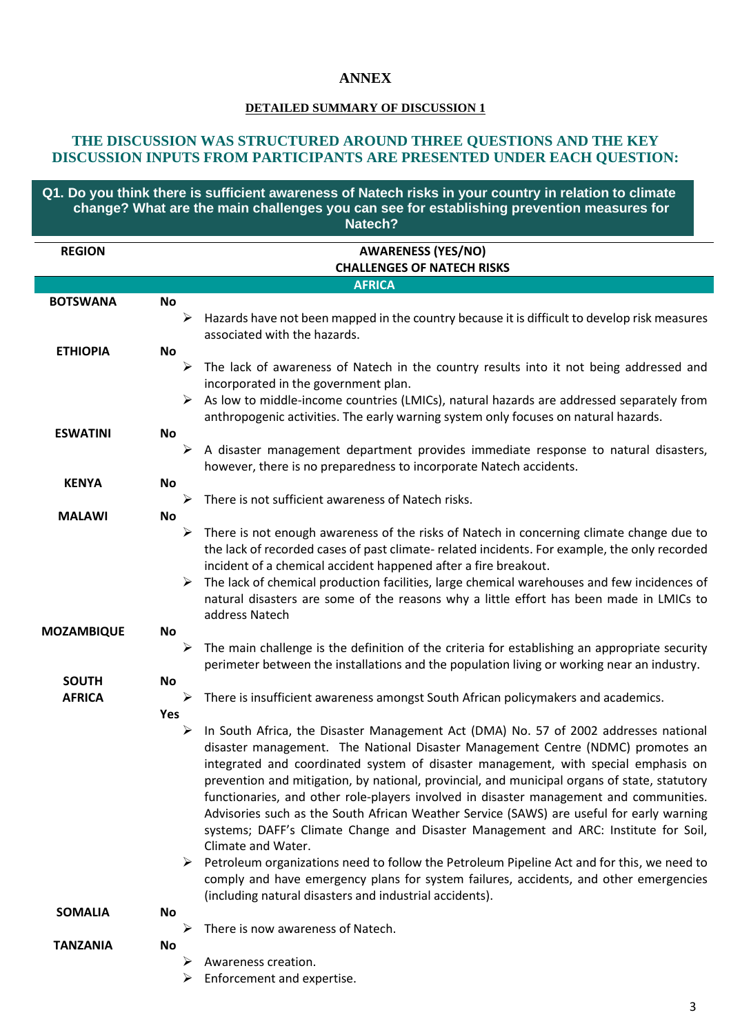# ANNEX

## DETAILED SUMMARY OF DISCUSSION 1

### THE DISCUSSION WAS STRUCTURED AROUND THREE QUESTIONS AND THE KEY DISCUSSION INPUTS FROM PARTICIPANTS ARE PRESENTED UNDER EACH QUESTION:

**Q1. Do you think there is sufficient awareness of Natech risks in your country in relation to climate change? What are the main challenges you can see for establishing prevention measures for Natech?**

| REGION | AWARENESS (YES/NO) CHALLENGES OF NATECH RISKS |
|---|---|
| **AFRICA** | |
| **BOTSWANA** | **No**<br>➢ Hazards have not been mapped in the country because it is difficult to develop risk measures associated with the hazards. |
| **ETHIOPIA** | **No**<br>➢ The lack of awareness of Natech in the country results into it not being addressed and incorporated in the government plan.<br>➢ As low to middle-income countries (LMICs), natural hazards are addressed separately from anthropogenic activities. The early warning system only focuses on natural hazards. |
| **ESWATINI** | **No**<br>➢ A disaster management department provides immediate response to natural disasters, however, there is no preparedness to incorporate Natech accidents. |
| **KENYA** | **No**<br>➢ There is not sufficient awareness of Natech risks. |
| **MALAWI** | **No**<br>➢ There is not enough awareness of the risks of Natech in concerning climate change due to the lack of recorded cases of past climate- related incidents. For example, the only recorded incident of a chemical accident happened after a fire breakout.<br>➢ The lack of chemical production facilities, large chemical warehouses and few incidences of natural disasters are some of the reasons why a little effort has been made in LMICs to address Natech |
| **MOZAMBIQUE** | **No**<br>➢ The main challenge is the definition of the criteria for establishing an appropriate security perimeter between the installations and the population living or working near an industry. |
| **SOUTH AFRICA** | **No**<br>➢ There is insufficient awareness amongst South African policymakers and academics.<br>**Yes**<br>➢ In South Africa, the Disaster Management Act (DMA) No. 57 of 2002 addresses national disaster management. The National Disaster Management Centre (NDMC) promotes an integrated and coordinated system of disaster management, with special emphasis on prevention and mitigation, by national, provincial, and municipal organs of state, statutory functionaries, and other role-players involved in disaster management and communities. Advisories such as the South African Weather Service (SAWS) are useful for early warning systems; DAFF's Climate Change and Disaster Management and ARC: Institute for Soil, Climate and Water.<br>➢ Petroleum organizations need to follow the Petroleum Pipeline Act and for this, we need to comply and have emergency plans for system failures, accidents, and other emergencies (including natural disasters and industrial accidents). |
| **SOMALIA** | **No**<br>➢ There is now awareness of Natech. |
| **TANZANIA** | **No**<br>➢ Awareness creation.<br>➢ Enforcement and expertise. |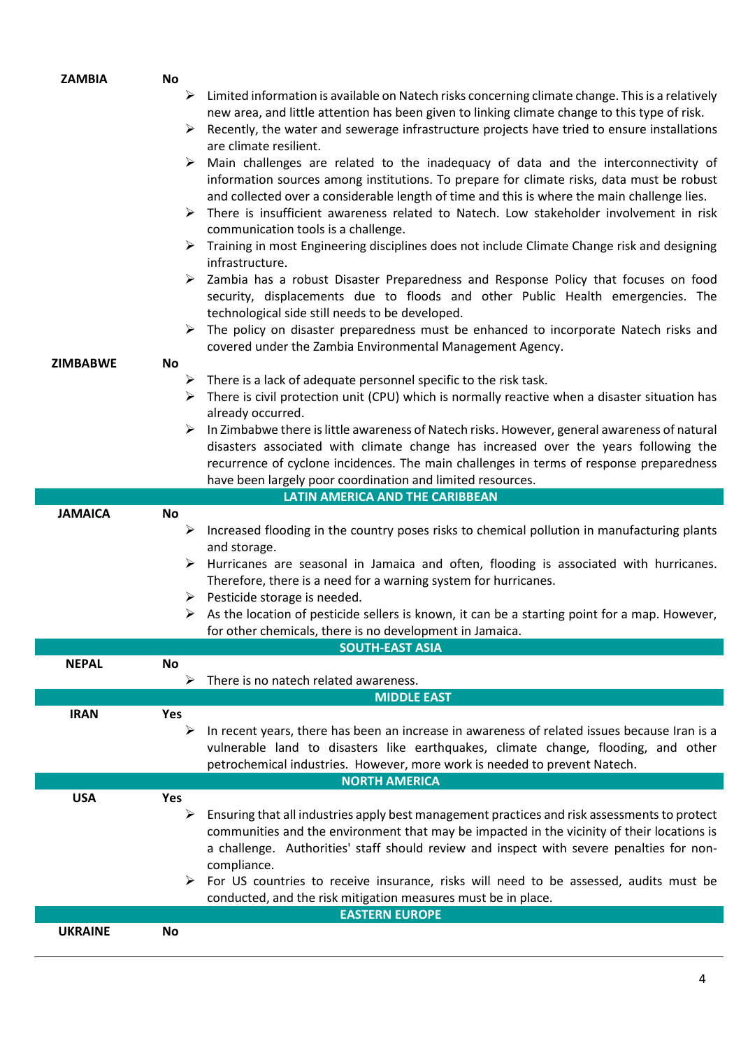| | | |
|---|---|---|
| **ZAMBIA** | **No** | ➢ Limited information is available on Natech risks concerning climate change. This is a relatively new area, and little attention has been given to linking climate change to this type of risk. <br> ➢ Recently, the water and sewerage infrastructure projects have tried to ensure installations are climate resilient. <br> ➢ Main challenges are related to the inadequacy of data and the interconnectivity of information sources among institutions. To prepare for climate risks, data must be robust and collected over a considerable length of time and this is where the main challenge lies. <br> ➢ There is insufficient awareness related to Natech. Low stakeholder involvement in risk communication tools is a challenge. <br> ➢ Training in most Engineering disciplines does not include Climate Change risk and designing infrastructure. <br> ➢ Zambia has a robust Disaster Preparedness and Response Policy that focuses on food security, displacements due to floods and other Public Health emergencies. The technological side still needs to be developed. <br> ➢ The policy on disaster preparedness must be enhanced to incorporate Natech risks and covered under the Zambia Environmental Management Agency. |
| **ZIMBABWE** | **No** | ➢ There is a lack of adequate personnel specific to the risk task. <br> ➢ There is civil protection unit (CPU) which is normally reactive when a disaster situation has already occurred. <br> ➢ In Zimbabwe there is little awareness of Natech risks. However, general awareness of natural disasters associated with climate change has increased over the years following the recurrence of cyclone incidences. The main challenges in terms of response preparedness have been largely poor coordination and limited resources. |
| | **LATIN AMERICA AND THE CARIBBEAN** | |
| **JAMAICA** | **No** | ➢ Increased flooding in the country poses risks to chemical pollution in manufacturing plants and storage. <br> ➢ Hurricanes are seasonal in Jamaica and often, flooding is associated with hurricanes. Therefore, there is a need for a warning system for hurricanes. <br> ➢ Pesticide storage is needed. <br> ➢ As the location of pesticide sellers is known, it can be a starting point for a map. However, for other chemicals, there is no development in Jamaica. |
| | **SOUTH-EAST ASIA** | |
| **NEPAL** | **No** | ➢ There is no natech related awareness. |
| | **MIDDLE EAST** | |
| **IRAN** | **Yes** | ➢ In recent years, there has been an increase in awareness of related issues because Iran is a vulnerable land to disasters like earthquakes, climate change, flooding, and other petrochemical industries. However, more work is needed to prevent Natech. |
| | **NORTH AMERICA** | |
| **USA** | **Yes** | ➢ Ensuring that all industries apply best management practices and risk assessments to protect communities and the environment that may be impacted in the vicinity of their locations is a challenge. Authorities' staff should review and inspect with severe penalties for non-compliance. <br> ➢ For US countries to receive insurance, risks will need to be assessed, audits must be conducted, and the risk mitigation measures must be in place. |
| | **EASTERN EUROPE** | |
| **UKRAINE** | **No** | |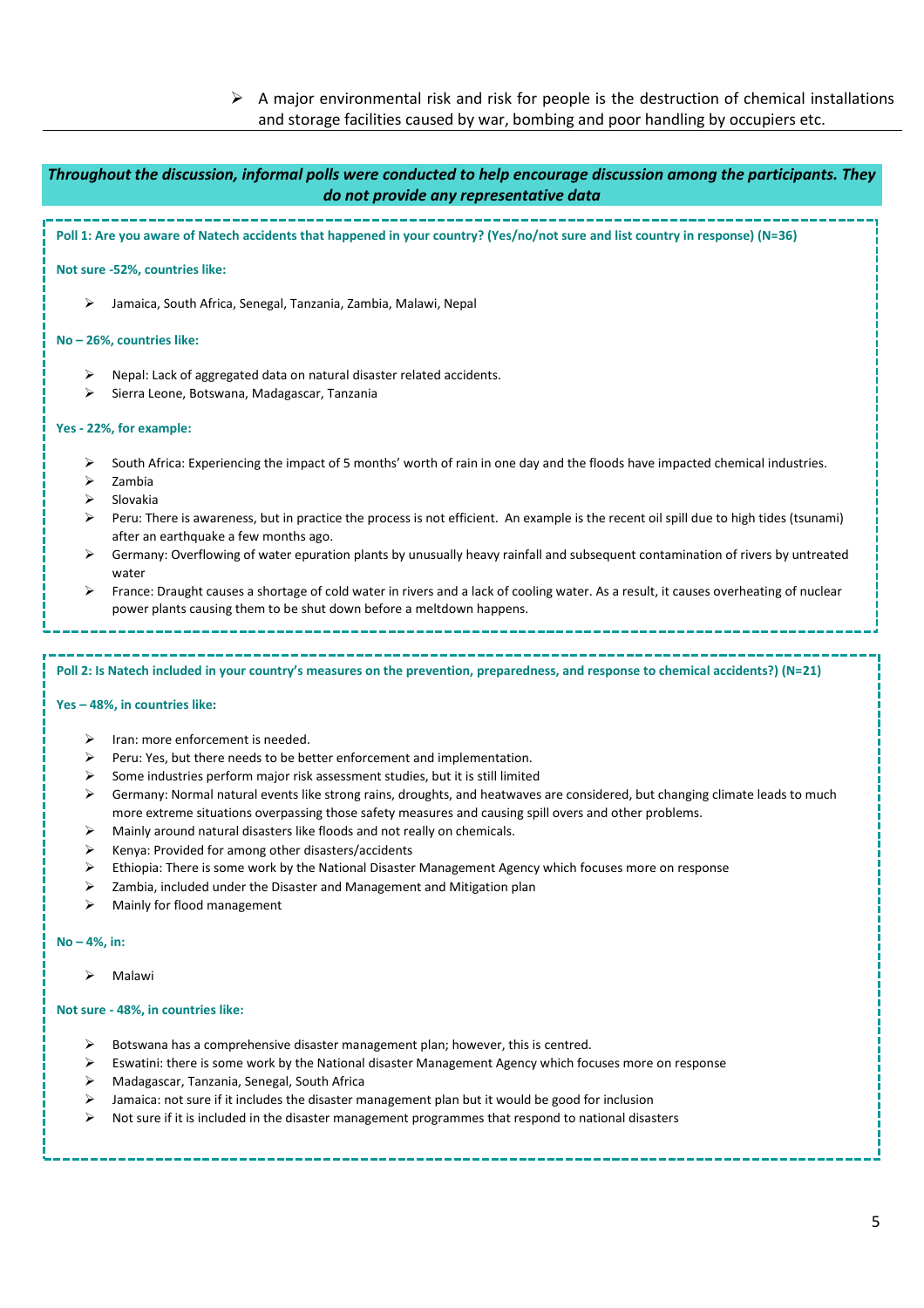- A major environmental risk and risk for people is the destruction of chemical installations and storage facilities caused by war, bombing and poor handling by occupiers etc.

***Throughout the discussion, informal polls were conducted to help encourage discussion among the participants. They do not provide any representative data***

**Poll 1: Are you aware of Natech accidents that happened in your country? (Yes/no/not sure and list country in response) (N=36)**

**Not sure -52%, countries like:**

- Jamaica, South Africa, Senegal, Tanzania, Zambia, Malawi, Nepal

**No – 26%, countries like:**

- Nepal: Lack of aggregated data on natural disaster related accidents.
- Sierra Leone, Botswana, Madagascar, Tanzania

**Yes - 22%, for example:**

- South Africa: Experiencing the impact of 5 months' worth of rain in one day and the floods have impacted chemical industries.
- Zambia
- Slovakia
- Peru: There is awareness, but in practice the process is not efficient. An example is the recent oil spill due to high tides (tsunami) after an earthquake a few months ago.
- Germany: Overflowing of water epuration plants by unusually heavy rainfall and subsequent contamination of rivers by untreated water
- France: Draught causes a shortage of cold water in rivers and a lack of cooling water. As a result, it causes overheating of nuclear power plants causing them to be shut down before a meltdown happens.

**Poll 2: Is Natech included in your country's measures on the prevention, preparedness, and response to chemical accidents?) (N=21)**

**Yes – 48%, in countries like:**

- Iran: more enforcement is needed.
- Peru: Yes, but there needs to be better enforcement and implementation.
- Some industries perform major risk assessment studies, but it is still limited
- Germany: Normal natural events like strong rains, droughts, and heatwaves are considered, but changing climate leads to much more extreme situations overpassing those safety measures and causing spill overs and other problems.
- Mainly around natural disasters like floods and not really on chemicals.
- Kenya: Provided for among other disasters/accidents
- Ethiopia: There is some work by the National Disaster Management Agency which focuses more on response
- Zambia, included under the Disaster and Management and Mitigation plan
- Mainly for flood management

**No – 4%, in:**

- Malawi

**Not sure - 48%, in countries like:**

- Botswana has a comprehensive disaster management plan; however, this is centred.
- Eswatini: there is some work by the National disaster Management Agency which focuses more on response
- Madagascar, Tanzania, Senegal, South Africa
- Jamaica: not sure if it includes the disaster management plan but it would be good for inclusion
- Not sure if it is included in the disaster management programmes that respond to national disasters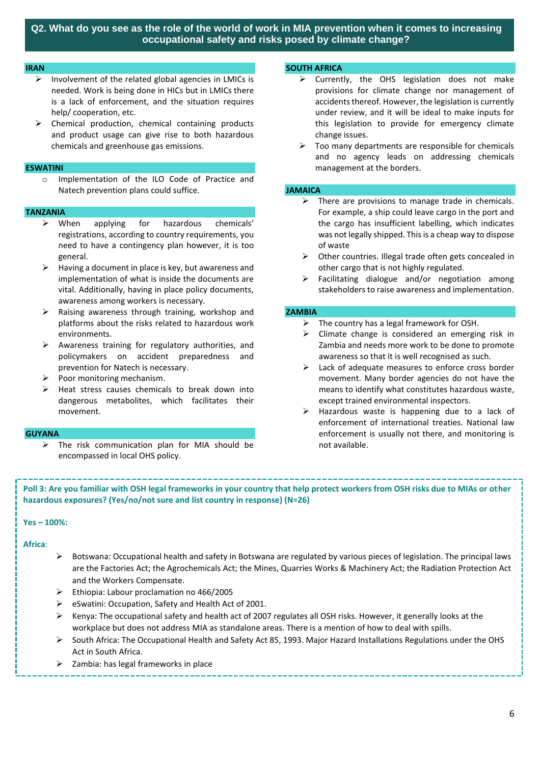## Q2. What do you see as the role of the world of work in MIA prevention when it comes to increasing occupational safety and risks posed by climate change?

**IRAN**

- Involvement of the related global agencies in LMICs is needed. Work is being done in HICs but in LMICs there is a lack of enforcement, and the situation requires help/ cooperation, etc.
- Chemical production, chemical containing products and product usage can give rise to both hazardous chemicals and greenhouse gas emissions.

**ESWATINI**

- Implementation of the ILO Code of Practice and Natech prevention plans could suffice.

**TANZANIA**

- When applying for hazardous chemicals' registrations, according to country requirements, you need to have a contingency plan however, it is too general.
- Having a document in place is key, but awareness and implementation of what is inside the documents are vital. Additionally, having in place policy documents, awareness among workers is necessary.
- Raising awareness through training, workshop and platforms about the risks related to hazardous work environments.
- Awareness training for regulatory authorities, and policymakers on accident preparedness and prevention for Natech is necessary.
- Poor monitoring mechanism.
- Heat stress causes chemicals to break down into dangerous metabolites, which facilitates their movement.

**GUYANA**

- The risk communication plan for MIA should be encompassed in local OHS policy.

**SOUTH AFRICA**

- Currently, the OHS legislation does not make provisions for climate change nor management of accidents thereof. However, the legislation is currently under review, and it will be ideal to make inputs for this legislation to provide for emergency climate change issues.
- Too many departments are responsible for chemicals and no agency leads on addressing chemicals management at the borders.

**JAMAICA**

- There are provisions to manage trade in chemicals. For example, a ship could leave cargo in the port and the cargo has insufficient labelling, which indicates was not legally shipped. This is a cheap way to dispose of waste
- Other countries. Illegal trade often gets concealed in other cargo that is not highly regulated.
- Facilitating dialogue and/or negotiation among stakeholders to raise awareness and implementation.

**ZAMBIA**

- The country has a legal framework for OSH.
- Climate change is considered an emerging risk in Zambia and needs more work to be done to promote awareness so that it is well recognised as such.
- Lack of adequate measures to enforce cross border movement. Many border agencies do not have the means to identify what constitutes hazardous waste, except trained environmental inspectors.
- Hazardous waste is happening due to a lack of enforcement of international treaties. National law enforcement is usually not there, and monitoring is not available.

**Poll 3: Are you familiar with OSH legal frameworks in your country that help protect workers from OSH risks due to MIAs or other hazardous exposures? (Yes/no/not sure and list country in response) (N=26)**

**Yes – 100%:**

**Africa**:

- Botswana: Occupational health and safety in Botswana are regulated by various pieces of legislation. The principal laws are the Factories Act; the Agrochemicals Act; the Mines, Quarries Works & Machinery Act; the Radiation Protection Act and the Workers Compensate.
- Ethiopia: Labour proclamation no 466/2005
- eSwatini: Occupation, Safety and Health Act of 2001.
- Kenya: The occupational safety and health act of 2007 regulates all OSH risks. However, it generally looks at the workplace but does not address MIA as standalone areas. There is a mention of how to deal with spills.
- South Africa: The Occupational Health and Safety Act 85, 1993. Major Hazard Installations Regulations under the OHS Act in South Africa.
- Zambia: has legal frameworks in place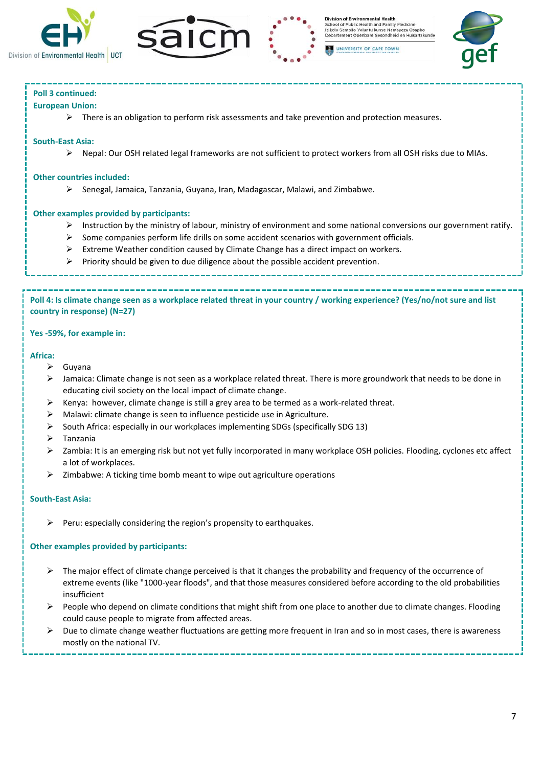**Poll 3 continued:**

**European Union:**

- There is an obligation to perform risk assessments and take prevention and protection measures.

**South-East Asia:**

- Nepal: Our OSH related legal frameworks are not sufficient to protect workers from all OSH risks due to MIAs.

**Other countries included:**

- Senegal, Jamaica, Tanzania, Guyana, Iran, Madagascar, Malawi, and Zimbabwe.

**Other examples provided by participants:**

- Instruction by the ministry of labour, ministry of environment and some national conversions our government ratify.
- Some companies perform life drills on some accident scenarios with government officials.
- Extreme Weather condition caused by Climate Change has a direct impact on workers.
- Priority should be given to due diligence about the possible accident prevention.

**Poll 4: Is climate change seen as a workplace related threat in your country / working experience? (Yes/no/not sure and list country in response) (N=27)**

**Yes -59%, for example in:**

**Africa:**

- Guyana
- Jamaica: Climate change is not seen as a workplace related threat. There is more groundwork that needs to be done in educating civil society on the local impact of climate change.
- Kenya: however, climate change is still a grey area to be termed as a work-related threat.
- Malawi: climate change is seen to influence pesticide use in Agriculture.
- South Africa: especially in our workplaces implementing SDGs (specifically SDG 13)
- Tanzania
- Zambia: It is an emerging risk but not yet fully incorporated in many workplace OSH policies. Flooding, cyclones etc affect a lot of workplaces.
- Zimbabwe: A ticking time bomb meant to wipe out agriculture operations

**South-East Asia:**

- Peru: especially considering the region's propensity to earthquakes.

**Other examples provided by participants:**

- The major effect of climate change perceived is that it changes the probability and frequency of the occurrence of extreme events (like "1000-year floods", and that those measures considered before according to the old probabilities insufficient
- People who depend on climate conditions that might shift from one place to another due to climate changes. Flooding could cause people to migrate from affected areas.
- Due to climate change weather fluctuations are getting more frequent in Iran and so in most cases, there is awareness mostly on the national TV.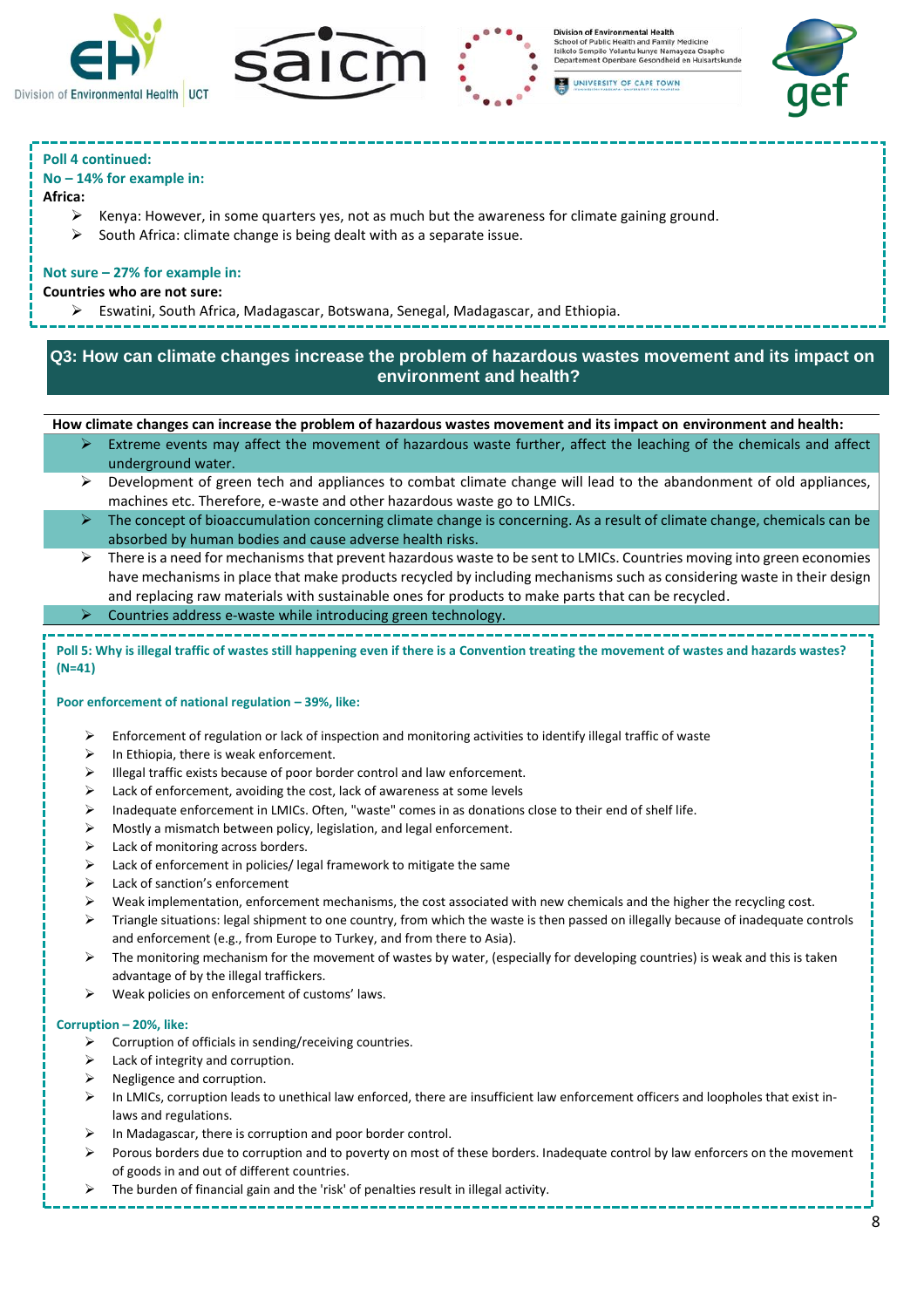**Poll 4 continued:**

**No – 14% for example in:**

**Africa:**

- Kenya: However, in some quarters yes, not as much but the awareness for climate gaining ground.
- South Africa: climate change is being dealt with as a separate issue.

**Not sure – 27% for example in:**

**Countries who are not sure:**

- Eswatini, South Africa, Madagascar, Botswana, Senegal, Madagascar, and Ethiopia.

## Q3: How can climate changes increase the problem of hazardous wastes movement and its impact on environment and health?

**How climate changes can increase the problem of hazardous wastes movement and its impact on environment and health:**

- Extreme events may affect the movement of hazardous waste further, affect the leaching of the chemicals and affect underground water.
- Development of green tech and appliances to combat climate change will lead to the abandonment of old appliances, machines etc. Therefore, e-waste and other hazardous waste go to LMICs.
- The concept of bioaccumulation concerning climate change is concerning. As a result of climate change, chemicals can be absorbed by human bodies and cause health risks.
- There is a need for mechanisms that prevent hazardous waste to be sent to LMICs. Countries moving into green economies have mechanisms in place that make products recycled by including mechanisms such as considering waste in their design and replacing raw materials with sustainable ones for products to make parts that can be recycled.
- Countries address e-waste while introducing green technology.

**Poll 5: Why is illegal traffic of wastes still happening even if there is a Convention treating the movement of wastes and hazards wastes? (N=41)**

**Poor enforcement of national regulation – 39%, like:**

- Enforcement of regulation or lack of inspection and monitoring activities to identify illegal traffic of waste
- In Ethiopia, there is weak enforcement.
- Illegal traffic exists because of poor border control and law enforcement.
- Lack of enforcement, avoiding the cost, lack of awareness at some levels
- Inadequate enforcement in LMICs. Often, "waste" comes in as donations close to their end of shelf life.
- Mostly a mismatch between policy, legislation, and legal enforcement.
- Lack of monitoring across borders.
- Lack of enforcement in policies/ legal framework to mitigate the same
- Lack of sanction's enforcement
- Weak implementation, enforcement mechanisms, the cost associated with new chemicals and the higher the recycling cost.
- Triangle situations: legal shipment to one country, from which the waste is then passed on illegally because of inadequate controls and enforcement (e.g., from Europe to Turkey, and from there to Asia).
- The monitoring mechanism for the movement of wastes by water, (especially for developing countries) is weak and this is taken advantage of by the illegal traffickers.
- Weak policies on enforcement of customs' laws.

**Corruption – 20%, like:**

- Corruption of officials in sending/receiving countries.
- Lack of integrity and corruption.
- Negligence and corruption.
- In LMICs, corruption leads to unethical law enforced, there are insufficient law enforcement officers and loopholes that exist in-laws and regulations.
- In Madagascar, there is corruption and poor border control.
- Porous borders due to corruption and to poverty on most of these borders. Inadequate control by law enforcers on the movement of goods in and out of different countries.
- The burden of financial gain and the 'risk' of penalties result in illegal activity.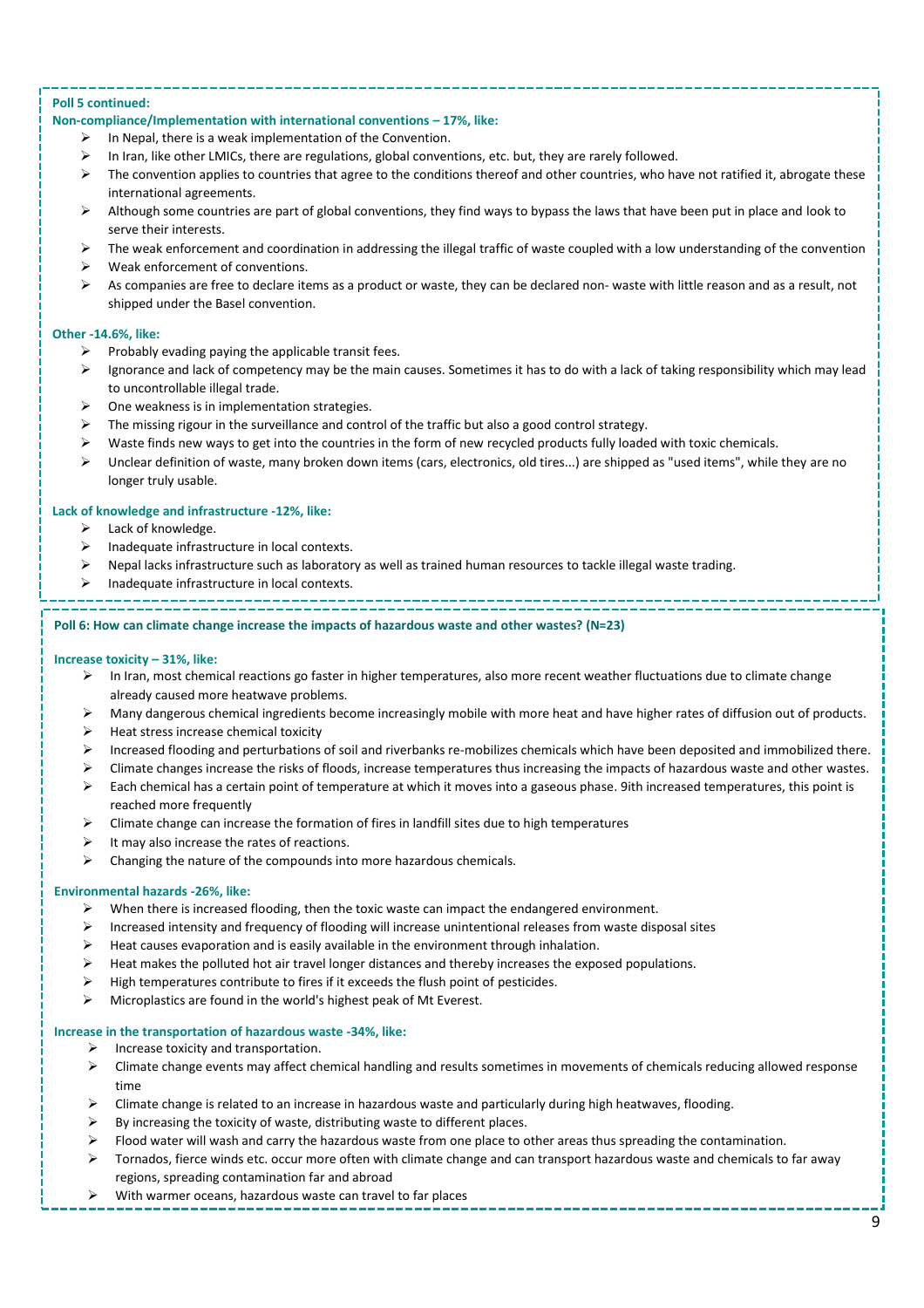**Poll 5 continued:**

**Non-compliance/Implementation with international conventions – 17%, like:**

- In Nepal, there is a weak implementation of the Convention.
- In Iran, like other LMICs, there are regulations, global conventions, etc. but, they are rarely followed.
- The convention applies to countries that agree to the conditions thereof and other countries, who have not ratified it, abrogate these international agreements.
- Although some countries are part of global conventions, they find ways to bypass the laws that have been put in place and look to serve their interests.
- The weak enforcement and coordination in addressing the illegal traffic of waste coupled with a low understanding of the convention
- Weak enforcement of conventions.
- As companies are free to declare items as a product or waste, they can be declared non- waste with little reason and as a result, not shipped under the Basel convention.

**Other -14.6%, like:**

- Probably evading paying the applicable transit fees.
- Ignorance and lack of competency may be the main causes. Sometimes it has to do with a lack of taking responsibility which may lead to uncontrollable illegal trade.
- One weakness is in implementation strategies.
- The missing rigour in the surveillance and control of the traffic but also a good control strategy.
- Waste finds new ways to get into the countries in the form of new recycled products fully loaded with toxic chemicals.
- Unclear definition of waste, many broken down items (cars, electronics, old tires...) are shipped as "used items", while they are no longer truly usable.

**Lack of knowledge and infrastructure -12%, like:**

- Lack of knowledge.
- Inadequate infrastructure in local contexts.
- Nepal lacks infrastructure such as laboratory as well as trained human resources to tackle illegal waste trading.
- Inadequate infrastructure in local contexts.

**Poll 6: How can climate change increase the impacts of hazardous waste and other wastes? (N=23)**

**Increase toxicity – 31%, like:**

- In Iran, most chemical reactions go faster in higher temperatures, also more recent weather fluctuations due to climate change already caused more heatwave problems.
- Many dangerous chemical ingredients become increasingly mobile with more heat and have higher rates of diffusion out of products.
- Heat stress increase chemical toxicity
- Increased flooding and perturbations of soil and riverbanks re-mobilizes chemicals which have been deposited and immobilized there.
- Climate changes increase the risks of floods, increase temperatures thus increasing the impacts of hazardous waste and other wastes.
- Each chemical has a certain point of temperature at which it moves into a gaseous phase. 9ith increased temperatures, this point is reached more frequently
- Climate change can increase the formation of fires in landfill sites due to high temperatures
- It may also increase the rates of reactions.
- Changing the nature of the compounds into more hazardous chemicals.

**Environmental hazards -26%, like:**

- When there is increased flooding, then the toxic waste can impact the endangered environment.
- Increased intensity and frequency of flooding will increase unintentional releases from waste disposal sites
- Heat causes evaporation and is easily available in the environment through inhalation.
- Heat makes the polluted hot air travel longer distances and thereby increases the exposed populations.
- High temperatures contribute to fires if it exceeds the flush point of pesticides.
- Microplastics are found in the world's highest peak of Mt Everest.

**Increase in the transportation of hazardous waste -34%, like:**

- Increase toxicity and transportation.
- Climate change events may affect chemical handling and results sometimes in movements of chemicals reducing allowed response time
- Climate change is related to an increase in hazardous waste and particularly during high heatwaves, flooding.
- By increasing the toxicity of waste, distributing waste to different places.
- Flood water will wash and carry the hazardous waste from one place to other areas thus spreading the contamination.
- Tornados, fierce winds etc. occur more often with climate change and can transport hazardous waste and chemicals to far away regions, spreading contamination far and abroad
- With warmer oceans, hazardous waste can travel to far places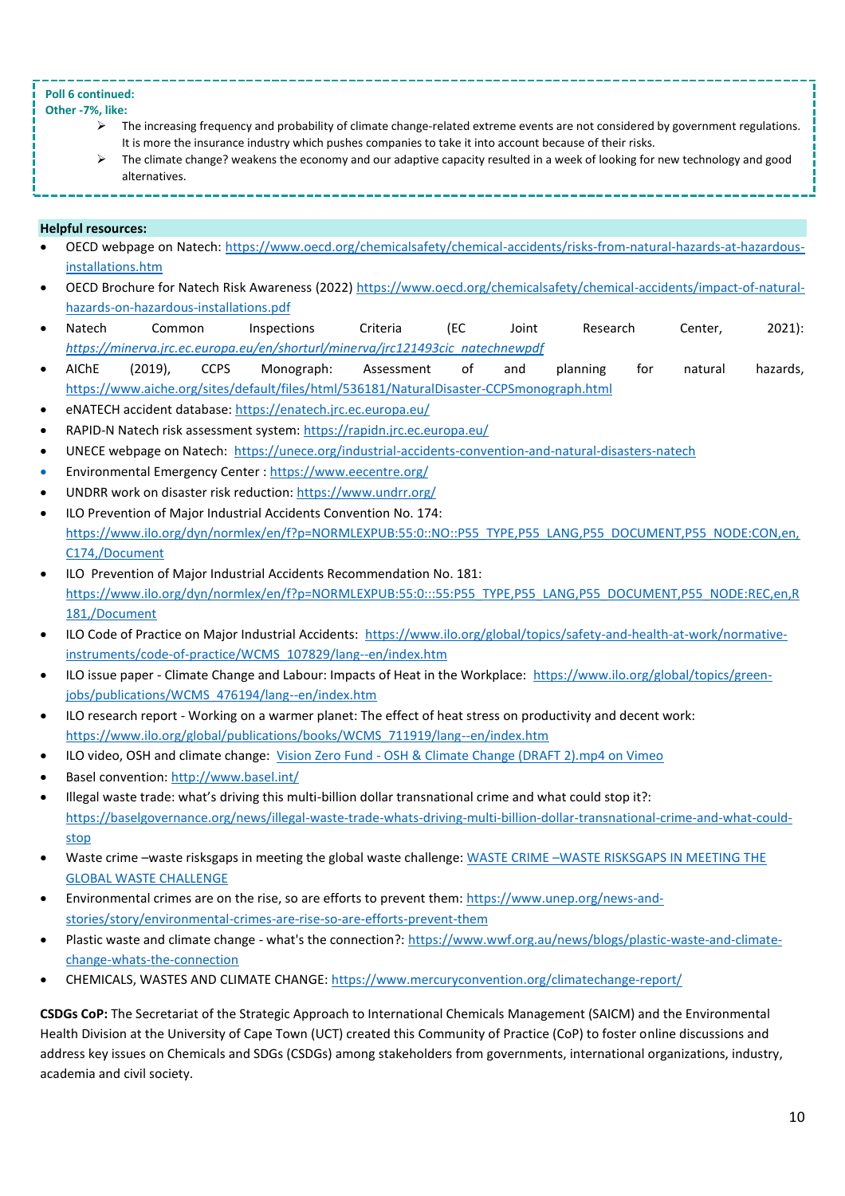**Poll 6 continued:**

**Other -7%, like:**

- The increasing frequency and probability of climate change-related extreme events are not considered by government regulations. It is more the insurance industry which pushes companies to take it into account because of their risks.
- The climate change? weakens the economy and our adaptive capacity resulted in a week of looking for new technology and good alternatives.

**Helpful resources:**

- OECD webpage on Natech: https://www.oecd.org/chemicalsafety/chemical-accidents/risks-from-natural-hazards-at-hazardous-installations.htm
- OECD Brochure for Natech Risk Awareness (2022) https://www.oecd.org/chemicalsafety/chemical-accidents/impact-of-natural-hazards-on-hazardous-installations.pdf
- Natech Common Inspections Criteria (EC Joint Research Center, 2021): *https://minerva.jrc.ec.europa.eu/en/shorturl/minerva/jrc121493cic_natechnewpdf*
- AIChE (2019), CCPS Monograph: Assessment of and planning for natural hazards, https://www.aiche.org/sites/default/files/html/536181/NaturalDisaster-CCPSmonograph.html
- eNATECH accident database: https://enatech.jrc.ec.europa.eu/
- RAPID-N Natech risk assessment system: https://rapidn.jrc.ec.europa.eu/
- UNECE webpage on Natech: https://unece.org/industrial-accidents-convention-and-natural-disasters-natech
- Environmental Emergency Center : https://www.eecentre.org/
- UNDRR work on disaster risk reduction: https://www.undrr.org/
- ILO Prevention of Major Industrial Accidents Convention No. 174: https://www.ilo.org/dyn/normlex/en/f?p=NORMLEXPUB:55:0::NO::P55_TYPE,P55_LANG,P55_DOCUMENT,P55_NODE:CON,en,C174,/Document
- ILO Prevention of Major Industrial Accidents Recommendation No. 181: https://www.ilo.org/dyn/normlex/en/f?p=NORMLEXPUB:55:0:::55:P55_TYPE,P55_LANG,P55_DOCUMENT,P55_NODE:REC,en,R181,/Document
- ILO Code of Practice on Major Industrial Accidents: https://www.ilo.org/global/topics/safety-and-health-at-work/normative-instruments/code-of-practice/WCMS_107829/lang--en/index.htm
- ILO issue paper - Climate Change and Labour: Impacts of Heat in the Workplace: https://www.ilo.org/global/topics/green-jobs/publications/WCMS_476194/lang--en/index.htm
- ILO research report - Working on a warmer planet: The effect of heat stress on productivity and decent work: https://www.ilo.org/global/publications/books/WCMS_711919/lang--en/index.htm
- ILO video, OSH and climate change: Vision Zero Fund - OSH & Climate Change (DRAFT 2).mp4 on Vimeo
- Basel convention: http://www.basel.int/
- Illegal waste trade: what's driving this multi-billion dollar transnational crime and what could stop it?: https://baselgovernance.org/news/illegal-waste-trade-whats-driving-multi-billion-dollar-transnational-crime-and-what-could-stop
- Waste crime –waste risksgaps in meeting the global waste challenge: WASTE CRIME –WASTE RISKSGAPS IN MEETING THE GLOBAL WASTE CHALLENGE
- Environmental crimes are on the rise, so are efforts to prevent them: https://www.unep.org/news-and-stories/story/environmental-crimes-are-rise-so-are-efforts-prevent-them
- Plastic waste and climate change - what's the connection?: https://www.wwf.org.au/news/blogs/plastic-waste-and-climate-change-whats-the-connection
- CHEMICALS, WASTES AND CLIMATE CHANGE: https://www.mercuryconvention.org/climatechange-report/

**CSDGs CoP:** The Secretariat of the Strategic Approach to International Chemicals Management (SAICM) and the Environmental Health Division at the University of Cape Town (UCT) created this Community of Practice (CoP) to foster online discussions and address key issues on Chemicals and SDGs (CSDGs) among stakeholders from governments, international organizations, industry, academia and civil society.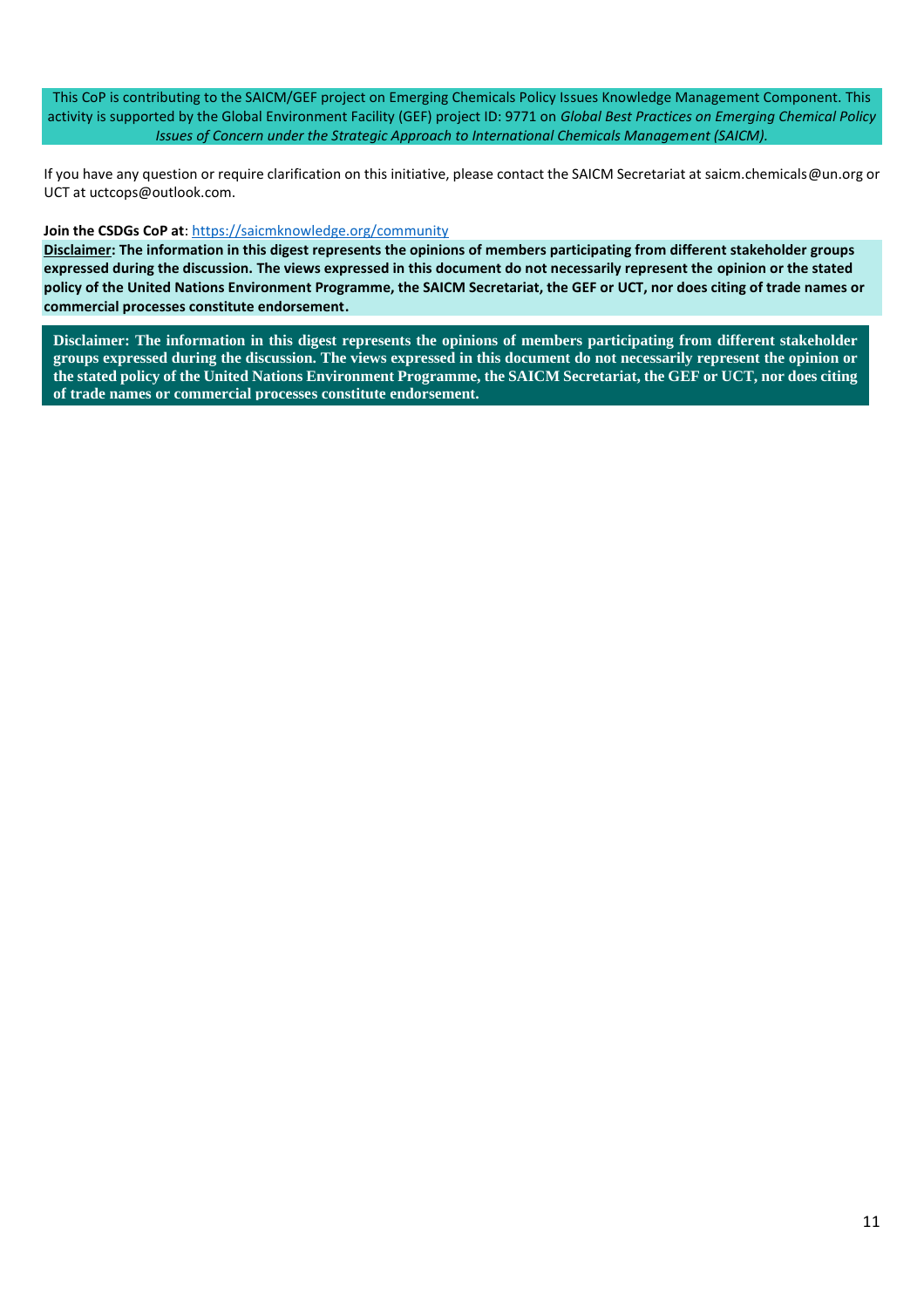This CoP is contributing to the SAICM/GEF project on Emerging Chemicals Policy Issues Knowledge Management Component. This activity is supported by the Global Environment Facility (GEF) project ID: 9771 on *Global Best Practices on Emerging Chemical Policy Issues of Concern under the Strategic Approach to International Chemicals Management (SAICM).*

If you have any question or require clarification on this initiative, please contact the SAICM Secretariat at saicm.chemicals@un.org or UCT at uctcops@outlook.com.

**Join the CSDGs CoP at**: https://saicmknowledge.org/community

**Disclaimer: The information in this digest represents the opinions of members participating from different stakeholder groups expressed during the discussion. The views expressed in this document do not necessarily represent the opinion or the stated policy of the United Nations Environment Programme, the SAICM Secretariat, the GEF or UCT, nor does citing of trade names or commercial processes constitute endorsement.**

**Disclaimer: The information in this digest represents the opinions of members participating from different stakeholder groups expressed during the discussion. The views expressed in this document do not necessarily represent the opinion or the stated policy of the United Nations Environment Programme, the SAICM Secretariat, the GEF or UCT, nor does citing of trade names or commercial processes constitute endorsement.**